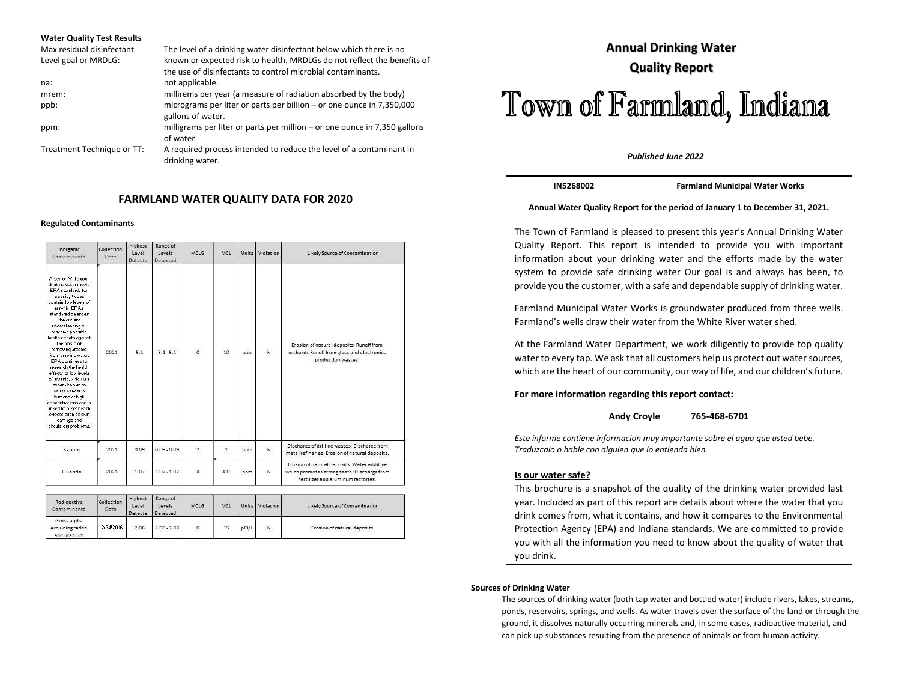**Water Quality Test Results**

| | |
|---|---|
| Max residual disinfectant Level goal or MRDLG: | The level of a drinking water disinfectant below which there is no known or expected risk to health. MRDLGs do not reflect the benefits of the use of disinfectants to control microbial contaminants. |
| na: | not applicable. |
| mrem: | millirems per year (a measure of radiation absorbed by the body) |
| ppb: | micrograms per liter or parts per billion – or one ounce in 7,350,000 gallons of water. |
| ppm: | milligrams per liter or parts per million – or one ounce in 7,350 gallons of water |
| Treatment Technique or TT: | A required process intended to reduce the level of a contaminant in drinking water. |

## FARMLAND WATER QUALITY DATA FOR 2020

**Regulated Contaminants**

| Inorganic Contaminants | Collection Date | Highest Level Detecte | Range of Levels Detected | MCLG | MCL | Units | Violation | Likely Source of Contamination |
|---|---|---|---|---|---|---|---|---|
| Arsenic - While your drinking water meets EPA standards for arsenic, it does contain low levels of arsenic. EPA's standard balances the current understanding of arsenics possible health effects against the costs of removing arsenic from drinking water. EPA continues to research the health effects of low levels of arsenic, which is a mineral known to cause cancer in humans at high concentrations and is linked to other health effects such as skin damage and circulatory problems. | 2021 | 5.1 | 5.1 - 5.1 | 0 | 10 | ppb | N | Erosion of natural deposits; Runoff from orchards; Runoff from glass and electronics production wastes. |
| Barium | 2021 | 0.09 | 0.09 - 0.09 | 2 | 2 | ppm | N | Discharge of drilling wastes; Discharge from metal refineries; Erosion of natural deposits. |
| Fluoride | 2021 | 1.07 | 1.07 - 1.07 | 4 | 4.0 | ppm | N | Erosion of natural deposits; Water additive which promotes strong teeth; Discharge from fertilizer and aluminum factories. |

| Radioactive Contaminants | Collection Date | Highest Level Detecte | Range of Levels Detected | MCLG | MCL | Units | Violation | Likely Source of Contamination |
|---|---|---|---|---|---|---|---|---|
| Gross alpha excluding radon and uranium | 2/24/2016 | 2.08 | 2.08 - 2.08 | 0 | 15 | pCi/L | N | Erosion of natural deposits. |

# Annual Drinking Water Quality Report

# Town of Farmland, Indiana

***Published June 2022***

**IN5268002 Farmland Municipal Water Works**

**Annual Water Quality Report for the period of January 1 to December 31, 2021.**

The Town of Farmland is pleased to present this year's Annual Drinking Water Quality Report. This report is intended to provide you with important information about your drinking water and the efforts made by the water system to provide safe drinking water Our goal is and always has been, to provide you the customer, with a safe and dependable supply of drinking water.

Farmland Municipal Water Works is groundwater produced from three wells. Farmland's wells draw their water from the White River water shed.

At the Farmland Water Department, we work diligently to provide top quality water to every tap. We ask that all customers help us protect out water sources, which are the heart of our community, our way of life, and our children's future.

**For more information regarding this report contact:**

**Andy Croyle 765-468-6701**

*Este informe contiene informacion muy importante sobre el agua que usted bebe. Traduzcalo o hable con alguien que lo entienda bien.*

**Is our water safe?**

This brochure is a snapshot of the quality of the drinking water provided last year. Included as part of this report are details about where the water that you drink comes from, what it contains, and how it compares to the Environmental Protection Agency (EPA) and Indiana standards. We are committed to provide you with all the information you need to know about the quality of water that you drink.

**Sources of Drinking Water**

The sources of drinking water (both tap water and bottled water) include rivers, lakes, streams, ponds, reservoirs, springs, and wells. As water travels over the surface of the land or through the ground, it dissolves naturally occurring minerals and, in some cases, radioactive material, and can pick up substances resulting from the presence of animals or from human activity.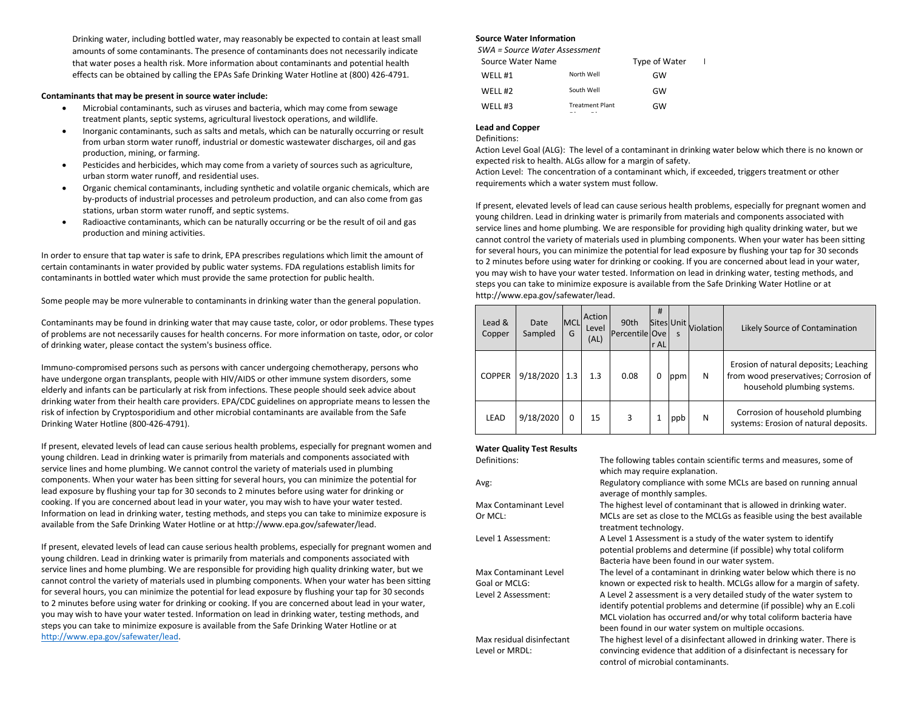Drinking water, including bottled water, may reasonably be expected to contain at least small amounts of some contaminants. The presence of contaminants does not necessarily indicate that water poses a health risk. More information about contaminants and potential health effects can be obtained by calling the EPAs Safe Drinking Water Hotline at (800) 426-4791.

**Contaminants that may be present in source water include:**

- Microbial contaminants, such as viruses and bacteria, which may come from sewage treatment plants, septic systems, agricultural livestock operations, and wildlife.
- Inorganic contaminants, such as salts and metals, which can be naturally occurring or result from urban storm water runoff, industrial or domestic wastewater discharges, oil and gas production, mining, or farming.
- Pesticides and herbicides, which may come from a variety of sources such as agriculture, urban storm water runoff, and residential uses.
- Organic chemical contaminants, including synthetic and volatile organic chemicals, which are by-products of industrial processes and petroleum production, and can also come from gas stations, urban storm water runoff, and septic systems.
- Radioactive contaminants, which can be naturally occurring or be the result of oil and gas production and mining activities.

In order to ensure that tap water is safe to drink, EPA prescribes regulations which limit the amount of certain contaminants in water provided by public water systems. FDA regulations establish limits for contaminants in bottled water which must provide the same protection for public health.

Some people may be more vulnerable to contaminants in drinking water than the general population.

Contaminants may be found in drinking water that may cause taste, color, or odor problems. These types of problems are not necessarily causes for health concerns. For more information on taste, odor, or color of drinking water, please contact the system's business office.

Immuno-compromised persons such as persons with cancer undergoing chemotherapy, persons who have undergone organ transplants, people with HIV/AIDS or other immune system disorders, some elderly and infants can be particularly at risk from infections. These people should seek advice about drinking water from their health care providers. EPA/CDC guidelines on appropriate means to lessen the risk of infection by Cryptosporidium and other microbial contaminants are available from the Safe Drinking Water Hotline (800-426-4791).

If present, elevated levels of lead can cause serious health problems, especially for pregnant women and young children. Lead in drinking water is primarily from materials and components associated with service lines and home plumbing. We cannot control the variety of materials used in plumbing components. When your water has been sitting for several hours, you can minimize the potential for lead exposure by flushing your tap for 30 seconds to 2 minutes before using water for drinking or cooking. If you are concerned about lead in your water, you may wish to have your water tested. Information on lead in drinking water, testing methods, and steps you can take to minimize exposure is available from the Safe Drinking Water Hotline or at http://www.epa.gov/safewater/lead.

If present, elevated levels of lead can cause serious health problems, especially for pregnant women and young children. Lead in drinking water is primarily from materials and components associated with service lines and home plumbing. We are responsible for providing high quality drinking water, but we cannot control the variety of materials used in plumbing components. When your water has been sitting for several hours, you can minimize the potential for lead exposure by flushing your tap for 30 seconds to 2 minutes before using water for drinking or cooking. If you are concerned about lead in your water, you may wish to have your water tested. Information on lead in drinking water, testing methods, and steps you can take to minimize exposure is available from the Safe Drinking Water Hotline or at http://www.epa.gov/safewater/lead.

**Source Water Information**

*SWA = Source Water Assessment*

| Source Water Name | | Type of Water |
|---|---|---|
| WELL #1 | North Well | GW |
| WELL #2 | South Well | GW |
| WELL #3 | Treatment Plant | GW |

**Lead and Copper**

Definitions:

Action Level Goal (ALG): The level of a contaminant in drinking water below which there is no known or expected risk to health. ALGs allow for a margin of safety.

Action Level: The concentration of a contaminant which, if exceeded, triggers treatment or other requirements which a water system must follow.

If present, elevated levels of lead can cause serious health problems, especially for pregnant women and young children. Lead in drinking water is primarily from materials and components associated with service lines and home plumbing. We are responsible for providing high quality drinking water, but we cannot control the variety of materials used in plumbing components. When your water has been sitting for several hours, you can minimize the potential for lead exposure by flushing your tap for 30 seconds to 2 minutes before using water for drinking or cooking. If you are concerned about lead in your water, you may wish to have your water tested. Information on lead in drinking water, testing methods, and steps you can take to minimize exposure is available from the Safe Drinking Water Hotline or at http://www.epa.gov/safewater/lead.

| Lead & Copper | Date Sampled | MCLG | Action Level (AL) | 90th Percentile | # Sites Over AL | Units | Violation | Likely Source of Contamination |
|---|---|---|---|---|---|---|---|---|
| COPPER | 9/18/2020 | 1.3 | 1.3 | 0.08 | 0 | ppm | N | Erosion of natural deposits; Leaching from wood preservatives; Corrosion of household plumbing systems. |
| LEAD | 9/18/2020 | 0 | 15 | 3 | 1 | ppb | N | Corrosion of household plumbing systems: Erosion of natural deposits. |

**Water Quality Test Results**

| | |
|---|---|
| Definitions: | The following tables contain scientific terms and measures, some of which may require explanation. |
| Avg: | Regulatory compliance with some MCLs are based on running annual average of monthly samples. |
| Max Contaminant Level Or MCL: | The highest level of contaminant that is allowed in drinking water. MCLs are set as close to the MCLGs as feasible using the best available treatment technology. |
| Level 1 Assessment: | A Level 1 Assessment is a study of the water system to identify potential problems and determine (if possible) why total coliform Bacteria have been found in our water system. |
| Max Contaminant Level Goal or MCLG: | The level of a contaminant in drinking water below which there is no known or expected risk to health. MCLGs allow for a margin of safety. |
| Level 2 Assessment: | A Level 2 assessment is a very detailed study of the water system to identify potential problems and determine (if possible) why an E.coli MCL violation has occurred and/or why total coliform bacteria have been found in our water system on multiple occasions. |
| Max residual disinfectant Level or MRDL: | The highest level of a disinfectant allowed in drinking water. There is convincing evidence that addition of a disinfectant is necessary for control of microbial contaminants. |